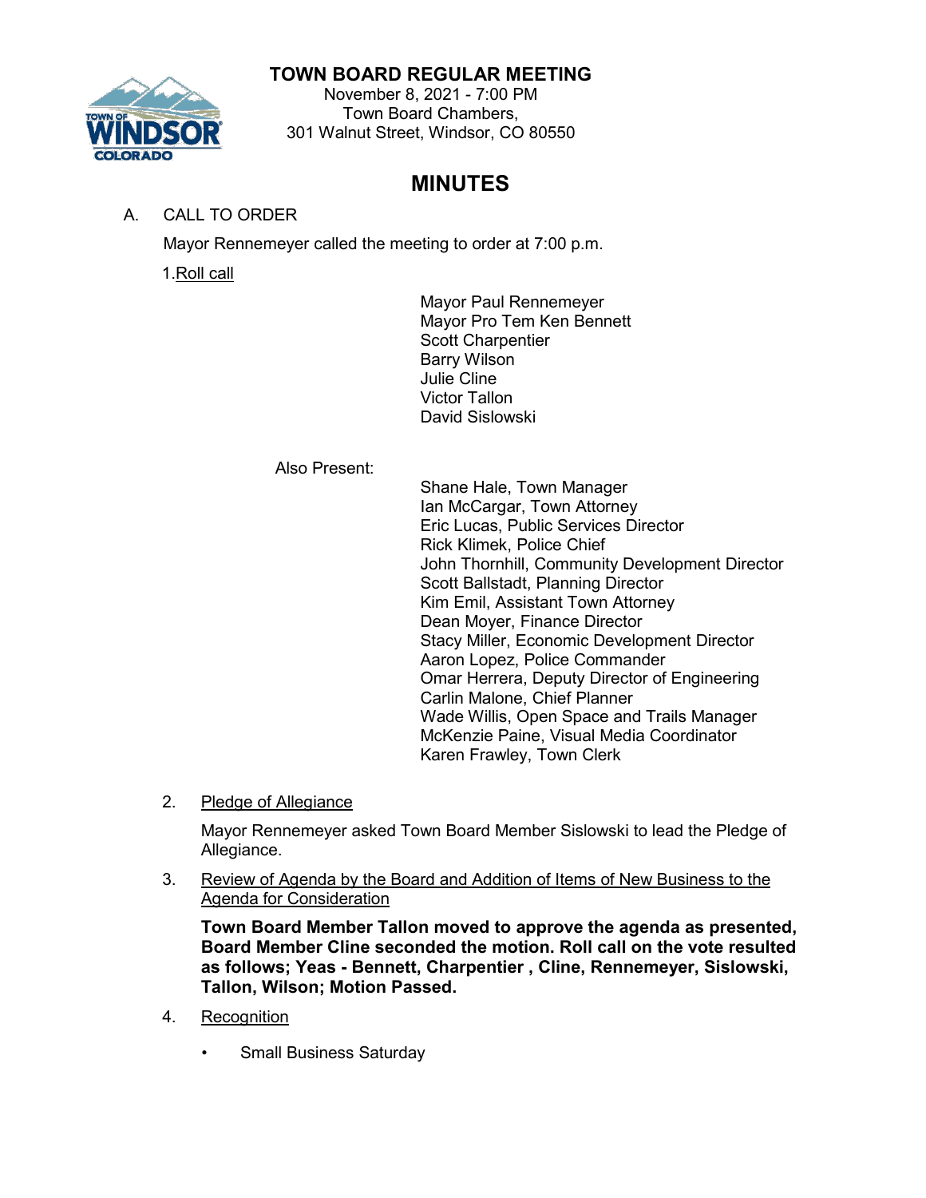# TOWN BOARD REGULAR MEETING

November 8, 2021 - 7:00 PM
Town Board Chambers,
301 Walnut Street, Windsor, CO 80550

## MINUTES

A. CALL TO ORDER

Mayor Rennemeyer called the meeting to order at 7:00 p.m.

1. Roll call

Mayor Paul Rennemeyer
Mayor Pro Tem Ken Bennett
Scott Charpentier
Barry Wilson
Julie Cline
Victor Tallon
David Sislowski

Also Present:

Shane Hale, Town Manager
Ian McCargar, Town Attorney
Eric Lucas, Public Services Director
Rick Klimek, Police Chief
John Thornhill, Community Development Director
Scott Ballstadt, Planning Director
Kim Emil, Assistant Town Attorney
Dean Moyer, Finance Director
Stacy Miller, Economic Development Director
Aaron Lopez, Police Commander
Omar Herrera, Deputy Director of Engineering
Carlin Malone, Chief Planner
Wade Willis, Open Space and Trails Manager
McKenzie Paine, Visual Media Coordinator
Karen Frawley, Town Clerk

2. Pledge of Allegiance

Mayor Rennemeyer asked Town Board Member Sislowski to lead the Pledge of Allegiance.

3. Review of Agenda by the Board and Addition of Items of New Business to the Agenda for Consideration

**Town Board Member Tallon moved to approve the agenda as presented, Board Member Cline seconded the motion. Roll call on the vote resulted as follows; Yeas - Bennett, Charpentier , Cline, Rennemeyer, Sislowski, Tallon, Wilson; Motion Passed.**

4. Recognition

- Small Business Saturday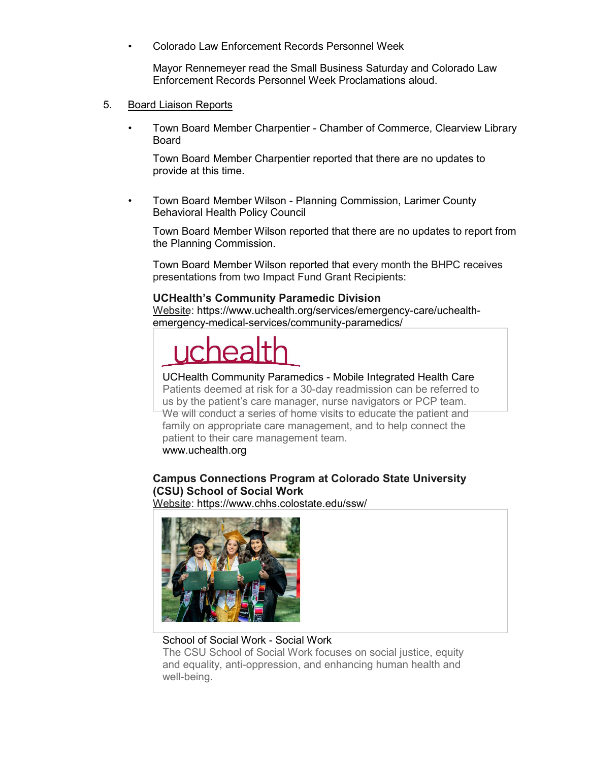- Colorado Law Enforcement Records Personnel Week

  Mayor Rennemeyer read the Small Business Saturday and Colorado Law Enforcement Records Personnel Week Proclamations aloud.

5. Board Liaison Reports

- Town Board Member Charpentier - Chamber of Commerce, Clearview Library Board

  Town Board Member Charpentier reported that there are no updates to provide at this time.

- Town Board Member Wilson - Planning Commission, Larimer County Behavioral Health Policy Council

  Town Board Member Wilson reported that there are no updates to report from the Planning Commission.

  Town Board Member Wilson reported that every month the BHPC receives presentations from two Impact Fund Grant Recipients:

  **UCHealth's Community Paramedic Division**
  Website: https://www.uchealth.org/services/emergency-care/uchealth-emergency-medical-services/community-paramedics/

  uchealth

  UCHealth Community Paramedics - Mobile Integrated Health Care
  Patients deemed at risk for a 30-day readmission can be referred to us by the patient's care manager, nurse navigators or PCP team. We will conduct a series of home visits to educate the patient and family on appropriate care management, and to help connect the patient to their care management team.
  www.uchealth.org

  **Campus Connections Program at Colorado State University (CSU) School of Social Work**
  Website: https://www.chhs.colostate.edu/ssw/

  School of Social Work - Social Work
  The CSU School of Social Work focuses on social justice, equity and equality, anti-oppression, and enhancing human health and well-being.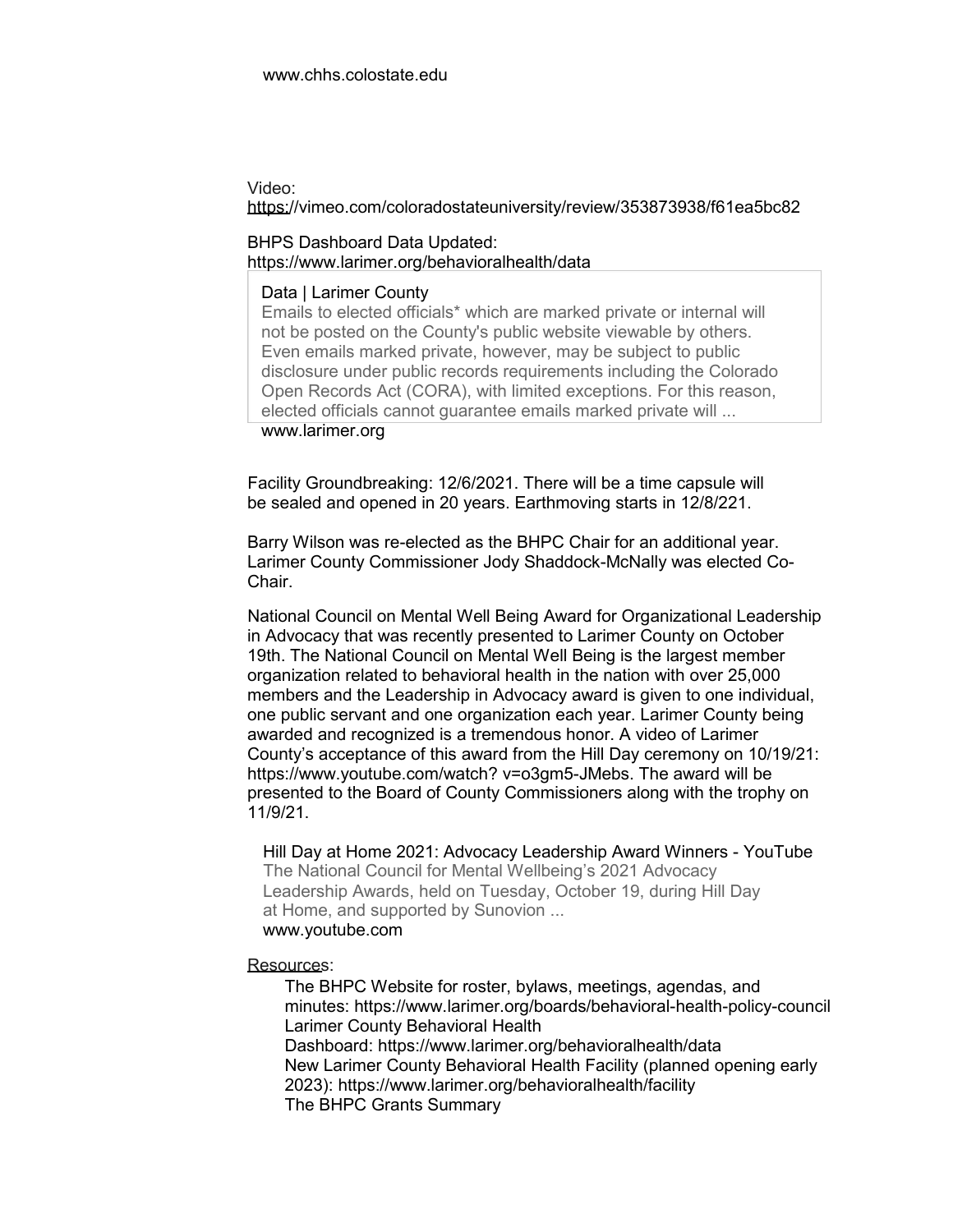www.chhs.colostate.edu

Video:
https://vimeo.com/coloradostateuniversity/review/353873938/f61ea5bc82

BHPS Dashboard Data Updated:
https://www.larimer.org/behavioralhealth/data

> Data | Larimer County
> Emails to elected officials* which are marked private or internal will not be posted on the County's public website viewable by others. Even emails marked private, however, may be subject to public disclosure under public records requirements including the Colorado Open Records Act (CORA), with limited exceptions. For this reason, elected officials cannot guarantee emails marked private will ...
> www.larimer.org

Facility Groundbreaking: 12/6/2021. There will be a time capsule will be sealed and opened in 20 years. Earthmoving starts in 12/8/221.

Barry Wilson was re-elected as the BHPC Chair for an additional year. Larimer County Commissioner Jody Shaddock-McNally was elected Co-Chair.

National Council on Mental Well Being Award for Organizational Leadership in Advocacy that was recently presented to Larimer County on October 19th. The National Council on Mental Well Being is the largest member organization related to behavioral health in the nation with over 25,000 members and the Leadership in Advocacy award is given to one individual, one public servant and one organization each year. Larimer County being awarded and recognized is a tremendous honor. A video of Larimer County's acceptance of this award from the Hill Day ceremony on 10/19/21: https://www.youtube.com/watch? v=o3gm5-JMebs. The award will be presented to the Board of County Commissioners along with the trophy on 11/9/21.

> Hill Day at Home 2021: Advocacy Leadership Award Winners - YouTube
> The National Council for Mental Wellbeing's 2021 Advocacy Leadership Awards, held on Tuesday, October 19, during Hill Day at Home, and supported by Sunovion ...
> www.youtube.com

Resources:

- The BHPC Website for roster, bylaws, meetings, agendas, and minutes: https://www.larimer.org/boards/behavioral-health-policy-council
- Larimer County Behavioral Health Dashboard: https://www.larimer.org/behavioralhealth/data
- New Larimer County Behavioral Health Facility (planned opening early 2023): https://www.larimer.org/behavioralhealth/facility
- The BHPC Grants Summary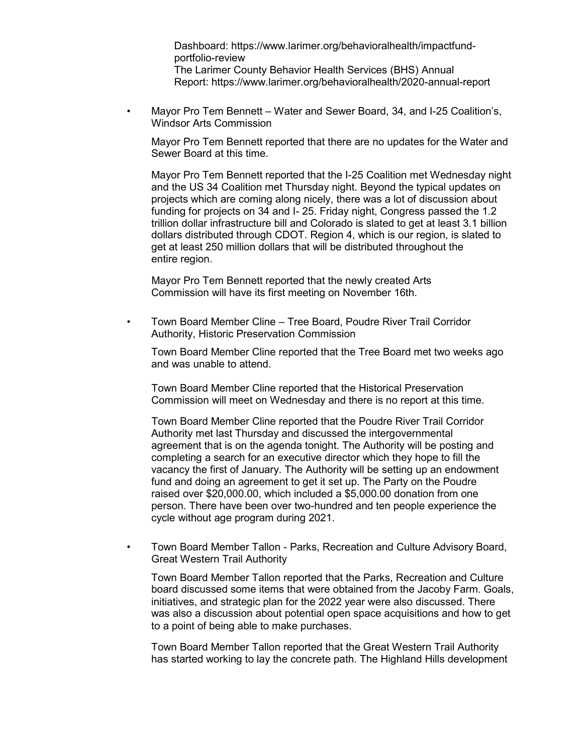Dashboard: https://www.larimer.org/behavioralhealth/impactfund-portfolio-review
The Larimer County Behavior Health Services (BHS) Annual Report: https://www.larimer.org/behavioralhealth/2020-annual-report

- Mayor Pro Tem Bennett – Water and Sewer Board, 34, and I-25 Coalition's, Windsor Arts Commission

  Mayor Pro Tem Bennett reported that there are no updates for the Water and Sewer Board at this time.

  Mayor Pro Tem Bennett reported that the I-25 Coalition met Wednesday night and the US 34 Coalition met Thursday night. Beyond the typical updates on projects which are coming along nicely, there was a lot of discussion about funding for projects on 34 and I- 25. Friday night, Congress passed the 1.2 trillion dollar infrastructure bill and Colorado is slated to get at least 3.1 billion dollars distributed through CDOT. Region 4, which is our region, is slated to get at least 250 million dollars that will be distributed throughout the entire region.

  Mayor Pro Tem Bennett reported that the newly created Arts Commission will have its first meeting on November 16th.

- Town Board Member Cline – Tree Board, Poudre River Trail Corridor Authority, Historic Preservation Commission

  Town Board Member Cline reported that the Tree Board met two weeks ago and was unable to attend.

  Town Board Member Cline reported that the Historical Preservation Commission will meet on Wednesday and there is no report at this time.

  Town Board Member Cline reported that the Poudre River Trail Corridor Authority met last Thursday and discussed the intergovernmental agreement that is on the agenda tonight. The Authority will be posting and completing a search for an executive director which they hope to fill the vacancy the first of January. The Authority will be setting up an endowment fund and doing an agreement to get it set up. The Party on the Poudre raised over $20,000.00, which included a $5,000.00 donation from one person. There have been over two-hundred and ten people experience the cycle without age program during 2021.

- Town Board Member Tallon - Parks, Recreation and Culture Advisory Board, Great Western Trail Authority

  Town Board Member Tallon reported that the Parks, Recreation and Culture board discussed some items that were obtained from the Jacoby Farm. Goals, initiatives, and strategic plan for the 2022 year were also discussed. There was also a discussion about potential open space acquisitions and how to get to a point of being able to make purchases.

  Town Board Member Tallon reported that the Great Western Trail Authority has started working to lay the concrete path. The Highland Hills development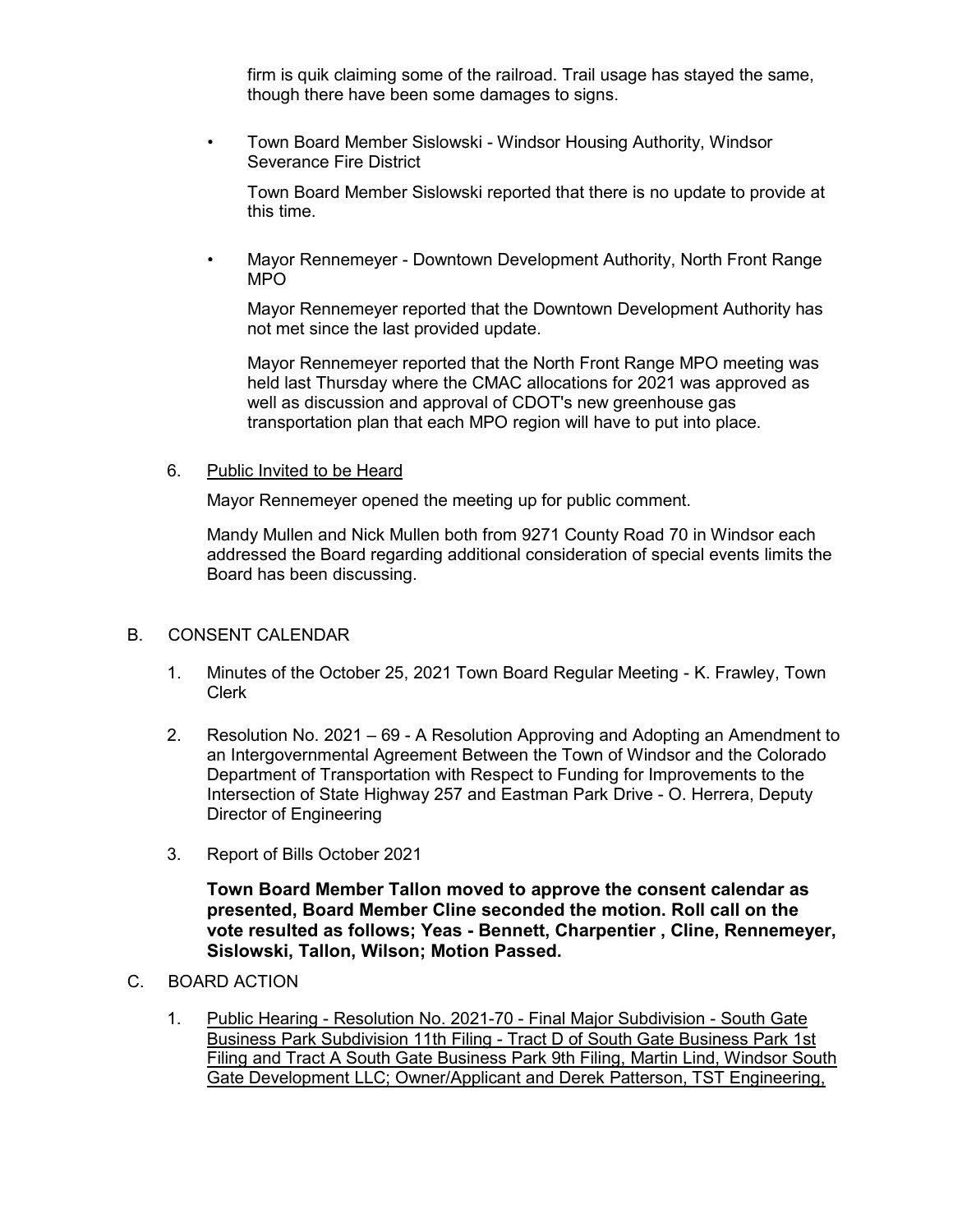firm is quik claiming some of the railroad. Trail usage has stayed the same, though there have been some damages to signs.

- Town Board Member Sislowski - Windsor Housing Authority, Windsor Severance Fire District

  Town Board Member Sislowski reported that there is no update to provide at this time.

- Mayor Rennemeyer - Downtown Development Authority, North Front Range MPO

  Mayor Rennemeyer reported that the Downtown Development Authority has not met since the last provided update.

  Mayor Rennemeyer reported that the North Front Range MPO meeting was held last Thursday where the CMAC allocations for 2021 was approved as well as discussion and approval of CDOT's new greenhouse gas transportation plan that each MPO region will have to put into place.

6. Public Invited to be Heard

   Mayor Rennemeyer opened the meeting up for public comment.

   Mandy Mullen and Nick Mullen both from 9271 County Road 70 in Windsor each addressed the Board regarding additional consideration of special events limits the Board has been discussing.

B. CONSENT CALENDAR

1. Minutes of the October 25, 2021 Town Board Regular Meeting - K. Frawley, Town Clerk

2. Resolution No. 2021 – 69 - A Resolution Approving and Adopting an Amendment to an Intergovernmental Agreement Between the Town of Windsor and the Colorado Department of Transportation with Respect to Funding for Improvements to the Intersection of State Highway 257 and Eastman Park Drive - O. Herrera, Deputy Director of Engineering

3. Report of Bills October 2021

   **Town Board Member Tallon moved to approve the consent calendar as presented, Board Member Cline seconded the motion. Roll call on the vote resulted as follows; Yeas - Bennett, Charpentier , Cline, Rennemeyer, Sislowski, Tallon, Wilson; Motion Passed.**

C. BOARD ACTION

1. Public Hearing - Resolution No. 2021-70 - Final Major Subdivision - South Gate Business Park Subdivision 11th Filing - Tract D of South Gate Business Park 1st Filing and Tract A South Gate Business Park 9th Filing, Martin Lind, Windsor South Gate Development LLC; Owner/Applicant and Derek Patterson, TST Engineering,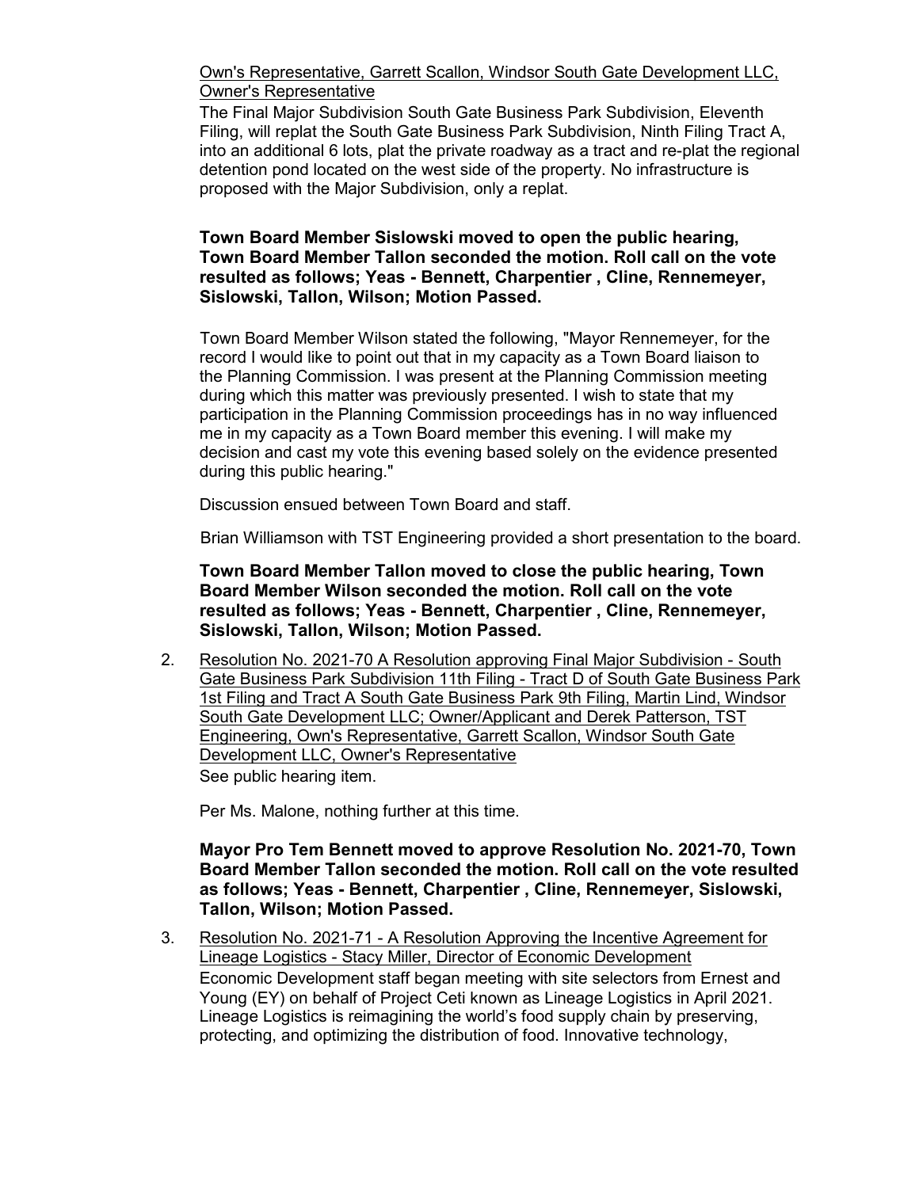Own's Representative, Garrett Scallon, Windsor South Gate Development LLC, Owner's Representative

The Final Major Subdivision South Gate Business Park Subdivision, Eleventh Filing, will replat the South Gate Business Park Subdivision, Ninth Filing Tract A, into an additional 6 lots, plat the private roadway as a tract and re-plat the regional detention pond located on the west side of the property. No infrastructure is proposed with the Major Subdivision, only a replat.

**Town Board Member Sislowski moved to open the public hearing, Town Board Member Tallon seconded the motion. Roll call on the vote resulted as follows; Yeas - Bennett, Charpentier , Cline, Rennemeyer, Sislowski, Tallon, Wilson; Motion Passed.**

Town Board Member Wilson stated the following, "Mayor Rennemeyer, for the record I would like to point out that in my capacity as a Town Board liaison to the Planning Commission. I was present at the Planning Commission meeting during which this matter was previously presented. I wish to state that my participation in the Planning Commission proceedings has in no way influenced me in my capacity as a Town Board member this evening. I will make my decision and cast my vote this evening based solely on the evidence presented during this public hearing."

Discussion ensued between Town Board and staff.

Brian Williamson with TST Engineering provided a short presentation to the board.

**Town Board Member Tallon moved to close the public hearing, Town Board Member Wilson seconded the motion. Roll call on the vote resulted as follows; Yeas - Bennett, Charpentier , Cline, Rennemeyer, Sislowski, Tallon, Wilson; Motion Passed.**

2. Resolution No. 2021-70 A Resolution approving Final Major Subdivision - South Gate Business Park Subdivision 11th Filing - Tract D of South Gate Business Park 1st Filing and Tract A South Gate Business Park 9th Filing, Martin Lind, Windsor South Gate Development LLC; Owner/Applicant and Derek Patterson, TST Engineering, Own's Representative, Garrett Scallon, Windsor South Gate Development LLC, Owner's Representative

   See public hearing item.

   Per Ms. Malone, nothing further at this time.

   **Mayor Pro Tem Bennett moved to approve Resolution No. 2021-70, Town Board Member Tallon seconded the motion. Roll call on the vote resulted as follows; Yeas - Bennett, Charpentier , Cline, Rennemeyer, Sislowski, Tallon, Wilson; Motion Passed.**

3. Resolution No. 2021-71 - A Resolution Approving the Incentive Agreement for Lineage Logistics - Stacy Miller, Director of Economic Development

   Economic Development staff began meeting with site selectors from Ernest and Young (EY) on behalf of Project Ceti known as Lineage Logistics in April 2021. Lineage Logistics is reimagining the world's food supply chain by preserving, protecting, and optimizing the distribution of food. Innovative technology,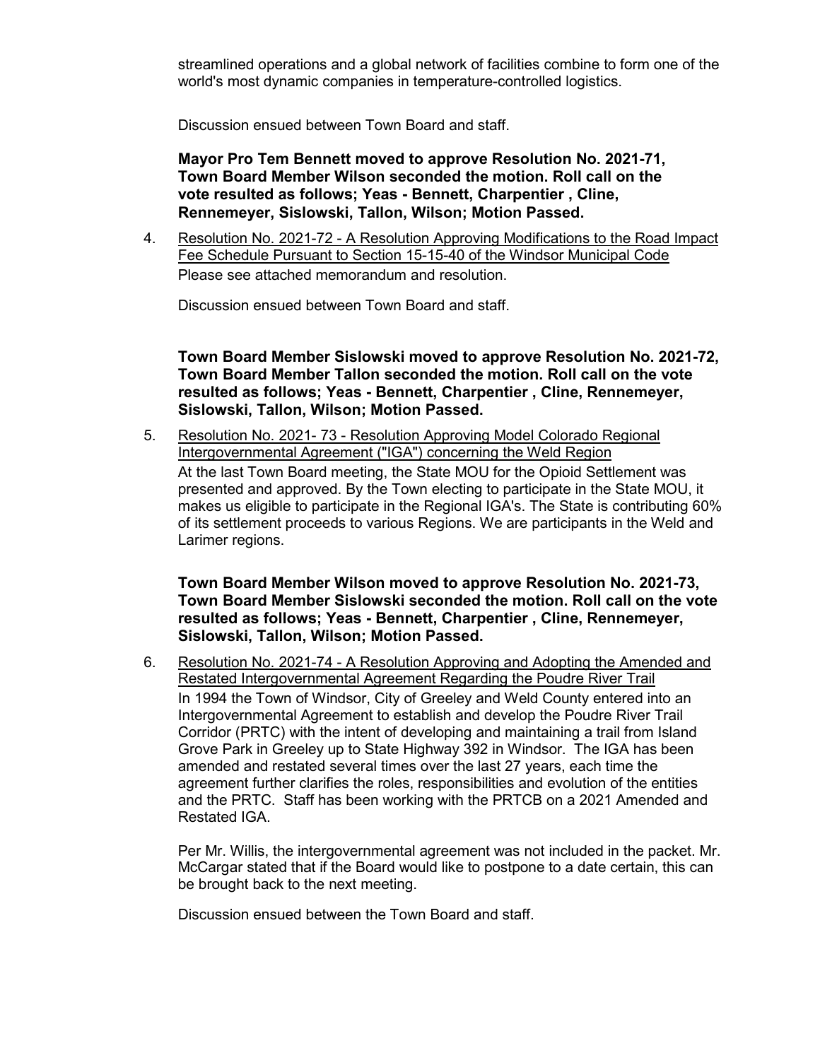streamlined operations and a global network of facilities combine to form one of the world's most dynamic companies in temperature-controlled logistics.

Discussion ensued between Town Board and staff.

**Mayor Pro Tem Bennett moved to approve Resolution No. 2021-71, Town Board Member Wilson seconded the motion. Roll call on the vote resulted as follows; Yeas - Bennett, Charpentier , Cline, Rennemeyer, Sislowski, Tallon, Wilson; Motion Passed.**

4. Resolution No. 2021-72 - A Resolution Approving Modifications to the Road Impact Fee Schedule Pursuant to Section 15-15-40 of the Windsor Municipal Code

   Please see attached memorandum and resolution.

   Discussion ensued between Town Board and staff.

   **Town Board Member Sislowski moved to approve Resolution No. 2021-72, Town Board Member Tallon seconded the motion. Roll call on the vote resulted as follows; Yeas - Bennett, Charpentier , Cline, Rennemeyer, Sislowski, Tallon, Wilson; Motion Passed.**

5. Resolution No. 2021- 73 - Resolution Approving Model Colorado Regional Intergovernmental Agreement ("IGA") concerning the Weld Region

   At the last Town Board meeting, the State MOU for the Opioid Settlement was presented and approved. By the Town electing to participate in the State MOU, it makes us eligible to participate in the Regional IGA's. The State is contributing 60% of its settlement proceeds to various Regions. We are participants in the Weld and Larimer regions.

   **Town Board Member Wilson moved to approve Resolution No. 2021-73, Town Board Member Sislowski seconded the motion. Roll call on the vote resulted as follows; Yeas - Bennett, Charpentier , Cline, Rennemeyer, Sislowski, Tallon, Wilson; Motion Passed.**

6. Resolution No. 2021-74 - A Resolution Approving and Adopting the Amended and Restated Intergovernmental Agreement Regarding the Poudre River Trail

   In 1994 the Town of Windsor, City of Greeley and Weld County entered into an Intergovernmental Agreement to establish and develop the Poudre River Trail Corridor (PRTC) with the intent of developing and maintaining a trail from Island Grove Park in Greeley up to State Highway 392 in Windsor. The IGA has been amended and restated several times over the last 27 years, each time the agreement further clarifies the roles, responsibilities and evolution of the entities and the PRTC. Staff has been working with the PRTCB on a 2021 Amended and Restated IGA.

   Per Mr. Willis, the intergovernmental agreement was not included in the packet. Mr. McCargar stated that if the Board would like to postpone to a date certain, this can be brought back to the next meeting.

   Discussion ensued between the Town Board and staff.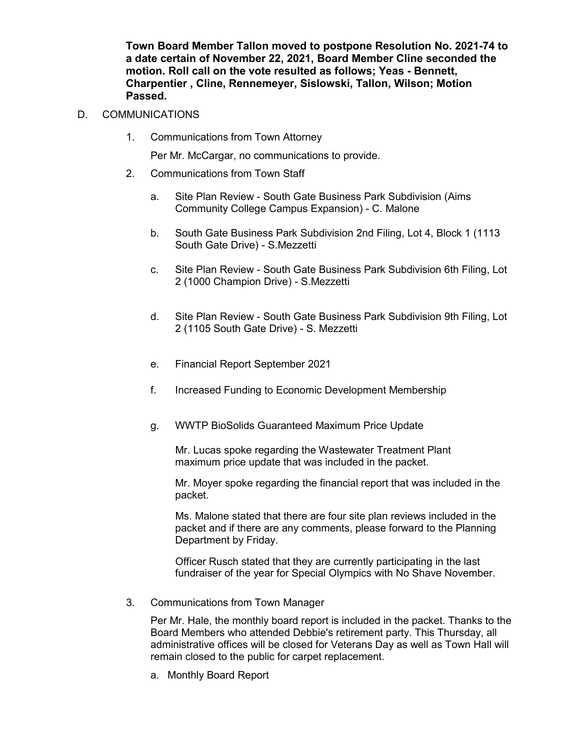**Town Board Member Tallon moved to postpone Resolution No. 2021-74 to a date certain of November 22, 2021, Board Member Cline seconded the motion. Roll call on the vote resulted as follows; Yeas - Bennett, Charpentier , Cline, Rennemeyer, Sislowski, Tallon, Wilson; Motion Passed.**

D. COMMUNICATIONS

1. Communications from Town Attorney

   Per Mr. McCargar, no communications to provide.

2. Communications from Town Staff

   a. Site Plan Review - South Gate Business Park Subdivision (Aims Community College Campus Expansion) - C. Malone

   b. South Gate Business Park Subdivision 2nd Filing, Lot 4, Block 1 (1113 South Gate Drive) - S.Mezzetti

   c. Site Plan Review - South Gate Business Park Subdivision 6th Filing, Lot 2 (1000 Champion Drive) - S.Mezzetti

   d. Site Plan Review - South Gate Business Park Subdivision 9th Filing, Lot 2 (1105 South Gate Drive) - S. Mezzetti

   e. Financial Report September 2021

   f. Increased Funding to Economic Development Membership

   g. WWTP BioSolids Guaranteed Maximum Price Update

      Mr. Lucas spoke regarding the Wastewater Treatment Plant maximum price update that was included in the packet.

      Mr. Moyer spoke regarding the financial report that was included in the packet.

      Ms. Malone stated that there are four site plan reviews included in the packet and if there are any comments, please forward to the Planning Department by Friday.

      Officer Rusch stated that they are currently participating in the last fundraiser of the year for Special Olympics with No Shave November.

3. Communications from Town Manager

   Per Mr. Hale, the monthly board report is included in the packet. Thanks to the Board Members who attended Debbie's retirement party. This Thursday, all administrative offices will be closed for Veterans Day as well as Town Hall will remain closed to the public for carpet replacement.

   a. Monthly Board Report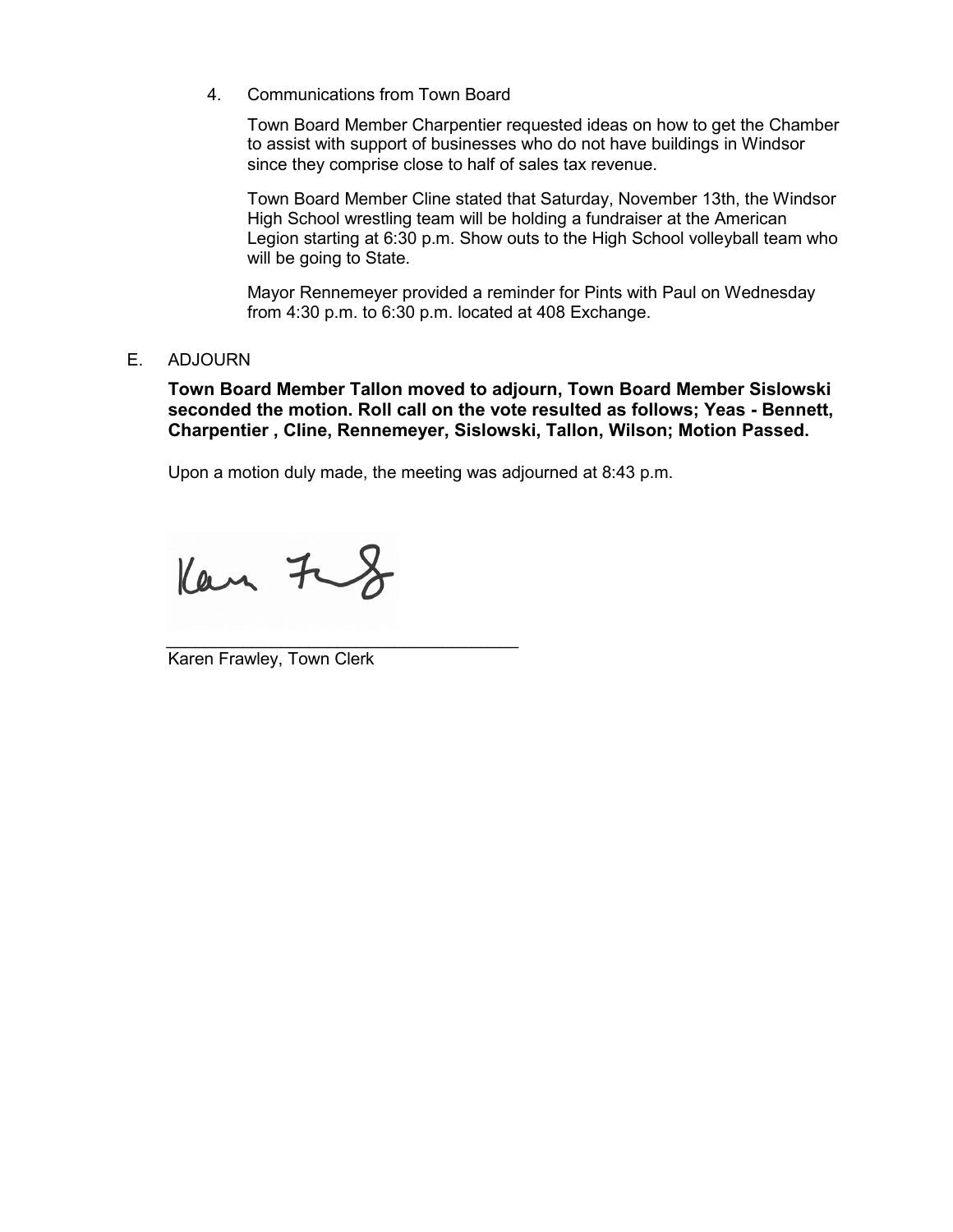4. Communications from Town Board

   Town Board Member Charpentier requested ideas on how to get the Chamber to assist with support of businesses who do not have buildings in Windsor since they comprise close to half of sales tax revenue.

   Town Board Member Cline stated that Saturday, November 13th, the Windsor High School wrestling team will be holding a fundraiser at the American Legion starting at 6:30 p.m. Show outs to the High School volleyball team who will be going to State.

   Mayor Rennemeyer provided a reminder for Pints with Paul on Wednesday from 4:30 p.m. to 6:30 p.m. located at 408 Exchange.

E. ADJOURN

**Town Board Member Tallon moved to adjourn, Town Board Member Sislowski seconded the motion. Roll call on the vote resulted as follows; Yeas - Bennett, Charpentier , Cline, Rennemeyer, Sislowski, Tallon, Wilson; Motion Passed.**

Upon a motion duly made, the meeting was adjourned at 8:43 p.m.

\_\_\_\_\_\_\_\_\_\_\_\_\_\_\_\_\_\_\_\_\_\_\_\_\_\_\_\_\_\_\_\_\_\_\_\_\_\_

Karen Frawley, Town Clerk